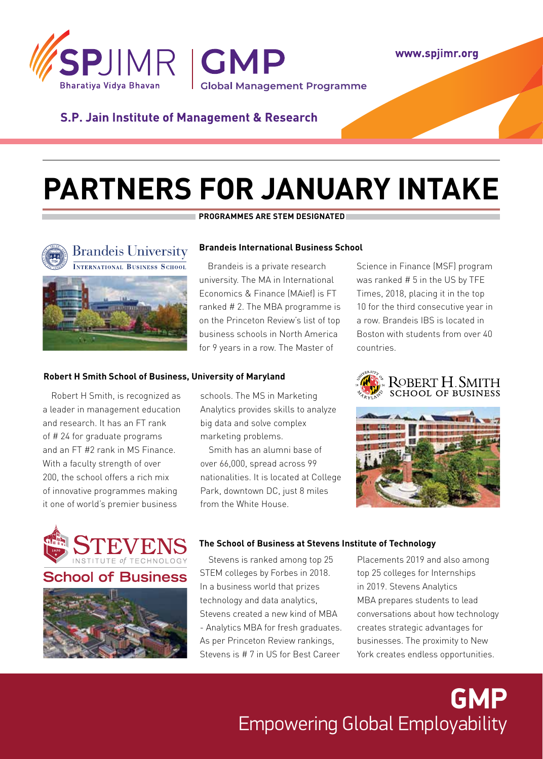SPJIMR | GMP Global Management Programme

Bharatiya Vidya Bhavan

www.spjimr.org

**S.P. Jain Institute of Management & Research**

# PARTNERS FOR JANUARY INTAKE

**PROGRAMMES ARE STEM DESIGNATED**

Brandeis University International Business School

### Brandeis International Business School

Brandeis is a private research university. The MA in International Economics & Finance (MAief) is FT ranked # 2. The MBA programme is on the Princeton Review's list of top business schools in North America for 9 years in a row. The Master of Science in Finance (MSF) program was ranked # 5 in the US by TFE Times, 2018, placing it in the top 10 for the third consecutive year in a row. Brandeis IBS is located in Boston with students from over 40 countries.

### Robert H Smith School of Business, University of Maryland

Robert H Smith, is recognized as a leader in management education and research. It has an FT rank of # 24 for graduate programs and an FT #2 rank in MS Finance. With a faculty strength of over 200, the school offers a rich mix of innovative programmes making it one of world's premier business schools. The MS in Marketing Analytics provides skills to analyze big data and solve complex marketing problems.

Smith has an alumni base of over 66,000, spread across 99 nationalities. It is located at College Park, downtown DC, just 8 miles from the White House.

Robert H. Smith School of Business

Stevens Institute of Technology School of Business

### The School of Business at Stevens Institute of Technology

Stevens is ranked among top 25 STEM colleges by Forbes in 2018. In a business world that prizes technology and data analytics, Stevens created a new kind of MBA - Analytics MBA for fresh graduates. As per Princeton Review rankings, Stevens is # 7 in US for Best Career Placements 2019 and also among top 25 colleges for Internships in 2019. Stevens Analytics MBA prepares students to lead conversations about how technology creates strategic advantages for businesses. The proximity to New York creates endless opportunities.

**GMP**

Empowering Global Employability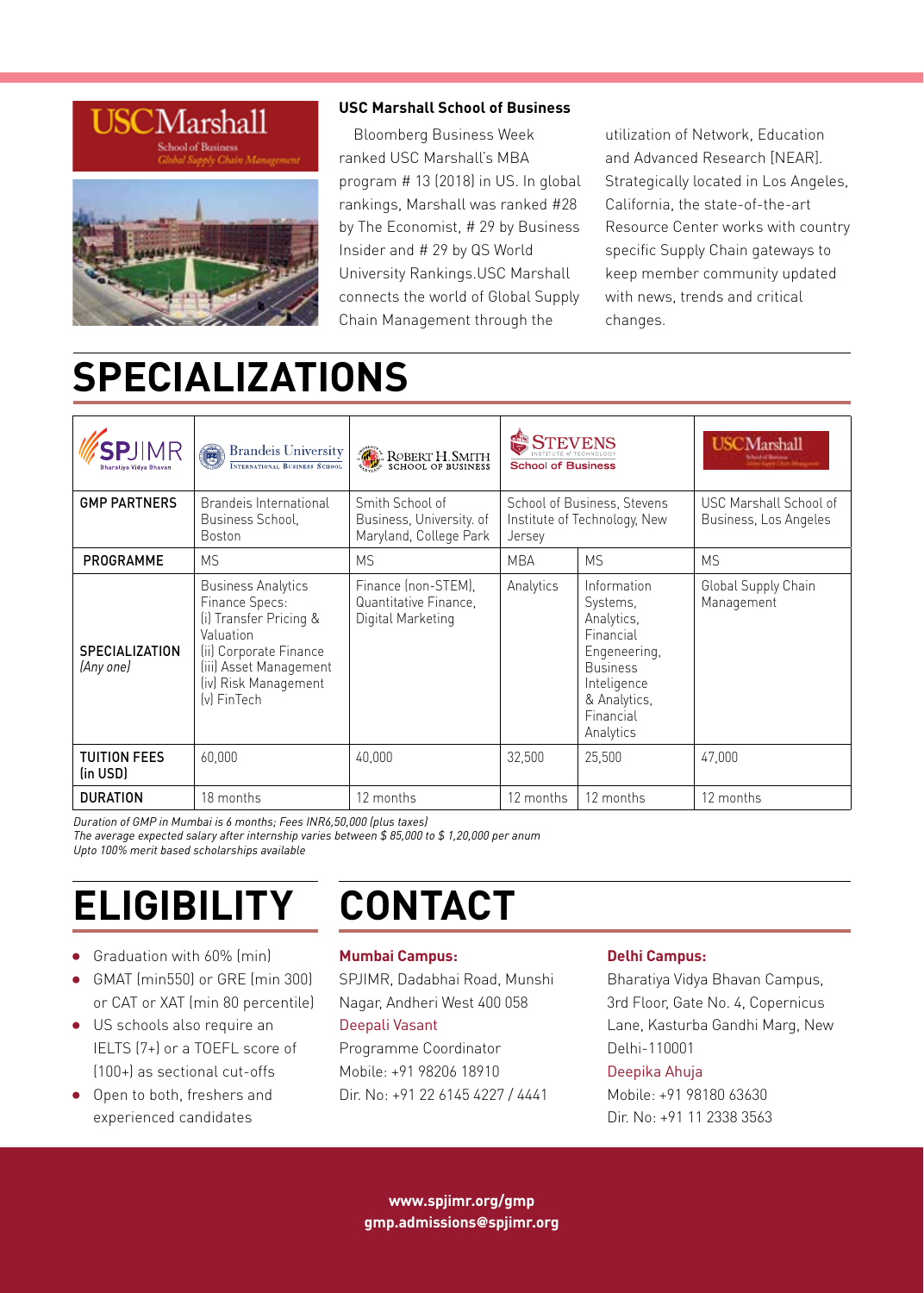### USC Marshall School of Business

Bloomberg Business Week ranked USC Marshall's MBA program # 13 (2018) in US. In global rankings, Marshall was ranked #28 by The Economist, # 29 by Business Insider and # 29 by QS World University Rankings.USC Marshall connects the world of Global Supply Chain Management through the utilization of Network, Education and Advanced Research [NEAR]. Strategically located in Los Angeles, California, the state-of-the-art Resource Center works with country specific Supply Chain gateways to keep member community updated with news, trends and critical changes.

# SPECIALIZATIONS

| SPJIMR | Brandeis University International Business School | Robert H. Smith School of Business | Stevens Institute of Technology School of Business | | USC Marshall |
|---|---|---|---|---|---|
| **GMP PARTNERS** | Brandeis International Business School, Boston | Smith School of Business, University. of Maryland, College Park | School of Business, Stevens Institute of Technology, New Jersey | | USC Marshall School of Business, Los Angeles |
| **PROGRAMME** | MS | MS | MBA | MS | MS |
| **SPECIALIZATION** *(Any one)* | Business Analytics Finance Specs: (i) Transfer Pricing & Valuation (ii) Corporate Finance (iii) Asset Management (iv) Risk Management (v) FinTech | Finance (non-STEM), Quantitative Finance, Digital Marketing | Analytics | Information Systems, Analytics, Financial Engeneering, Business Inteligence & Analytics, Financial Analytics | Global Supply Chain Management |
| **TUITION FEES (in USD)** | 60,000 | 40,000 | 32,500 | 25,500 | 47,000 |
| **DURATION** | 18 months | 12 months | 12 months | 12 months | 12 months |

*Duration of GMP in Mumbai is 6 months; Fees INR6,50,000 (plus taxes)*
*The average expected salary after internship varies between $ 85,000 to $ 1,20,000 per anum*
*Upto 100% merit based scholarships available*

# ELIGIBILITY

- Graduation with 60% (min)
- GMAT (min550) or GRE (min 300) or CAT or XAT (min 80 percentile)
- US schools also require an IELTS (7+) or a TOEFL score of (100+) as sectional cut-offs
- Open to both, freshers and experienced candidates

# CONTACT

**Mumbai Campus:**
SPJIMR, Dadabhai Road, Munshi Nagar, Andheri West 400 058
Deepali Vasant
Programme Coordinator
Mobile: +91 98206 18910
Dir. No: +91 22 6145 4227 / 4441

**Delhi Campus:**
Bharatiya Vidya Bhavan Campus, 3rd Floor, Gate No. 4, Copernicus Lane, Kasturba Gandhi Marg, New Delhi-110001
Deepika Ahuja
Mobile: +91 98180 63630
Dir. No: +91 11 2338 3563

**www.spjimr.org/gmp**
**gmp.admissions@spjimr.org**